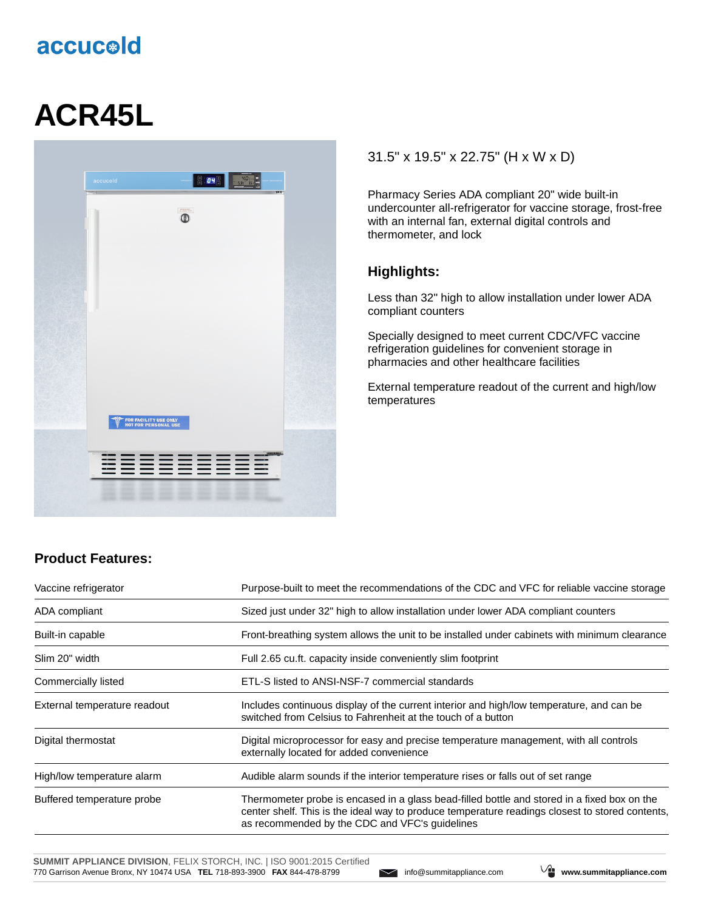accucold

# ACR45L

31.5" x 19.5" x 22.75" (H x W x D)

Pharmacy Series ADA compliant 20" wide built-in undercounter all-refrigerator for vaccine storage, frost-free with an internal fan, external digital controls and thermometer, and lock

## Highlights:

Less than 32" high to allow installation under lower ADA compliant counters

Specially designed to meet current CDC/VFC vaccine refrigeration guidelines for convenient storage in pharmacies and other healthcare facilities

External temperature readout of the current and high/low temperatures

## Product Features:

| | |
|---|---|
| Vaccine refrigerator | Purpose-built to meet the recommendations of the CDC and VFC for reliable vaccine storage |
| ADA compliant | Sized just under 32" high to allow installation under lower ADA compliant counters |
| Built-in capable | Front-breathing system allows the unit to be installed under cabinets with minimum clearance |
| Slim 20" width | Full 2.65 cu.ft. capacity inside conveniently slim footprint |
| Commercially listed | ETL-S listed to ANSI-NSF-7 commercial standards |
| External temperature readout | Includes continuous display of the current interior and high/low temperature, and can be switched from Celsius to Fahrenheit at the touch of a button |
| Digital thermostat | Digital microprocessor for easy and precise temperature management, with all controls externally located for added convenience |
| High/low temperature alarm | Audible alarm sounds if the interior temperature rises or falls out of set range |
| Buffered temperature probe | Thermometer probe is encased in a glass bead-filled bottle and stored in a fixed box on the center shelf. This is the ideal way to produce temperature readings closest to stored contents, as recommended by the CDC and VFC's guidelines |

**SUMMIT APPLIANCE DIVISION**, FELIX STORCH, INC. | ISO 9001:2015 Certified
770 Garrison Avenue Bronx, NY 10474 USA **TEL** 718-893-3900 **FAX** 844-478-8799 info@summitappliance.com **www.summitappliance.com**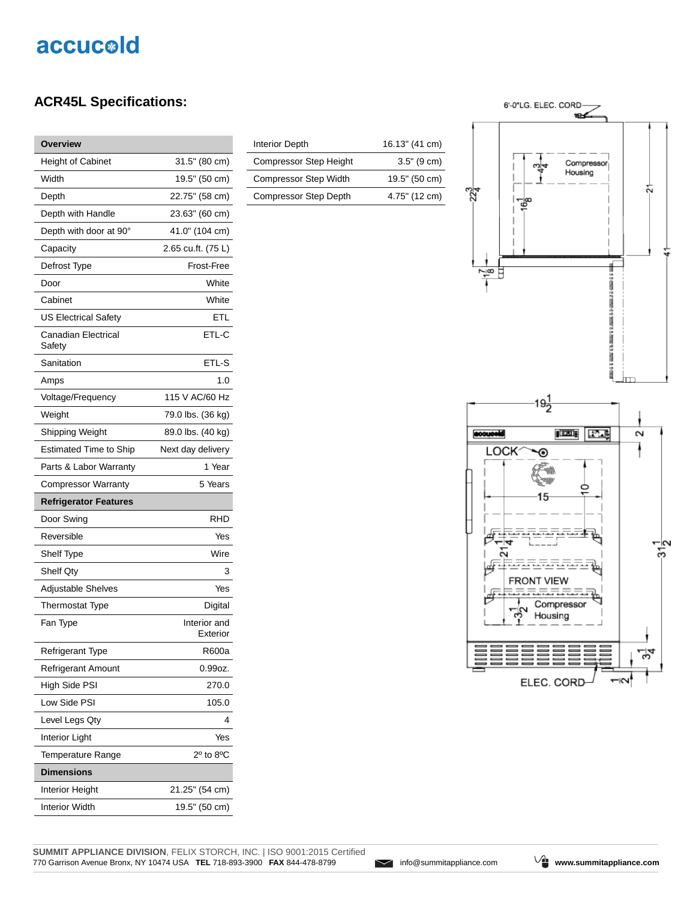accucold

## ACR45L Specifications:

| | |
|---|---|
| **Overview** | |
| Height of Cabinet | 31.5" (80 cm) |
| Width | 19.5" (50 cm) |
| Depth | 22.75" (58 cm) |
| Depth with Handle | 23.63" (60 cm) |
| Depth with door at 90° | 41.0" (104 cm) |
| Capacity | 2.65 cu.ft. (75 L) |
| Defrost Type | Frost-Free |
| Door | White |
| Cabinet | White |
| US Electrical Safety | ETL |
| Canadian Electrical Safety | ETL-C |
| Sanitation | ETL-S |
| Amps | 1.0 |
| Voltage/Frequency | 115 V AC/60 Hz |
| Weight | 79.0 lbs. (36 kg) |
| Shipping Weight | 89.0 lbs. (40 kg) |
| Estimated Time to Ship | Next day delivery |
| Parts & Labor Warranty | 1 Year |
| Compressor Warranty | 5 Years |
| **Refrigerator Features** | |
| Door Swing | RHD |
| Reversible | Yes |
| Shelf Type | Wire |
| Shelf Qty | 3 |
| Adjustable Shelves | Yes |
| Thermostat Type | Digital |
| Fan Type | Interior and Exterior |
| Refrigerant Type | R600a |
| Refrigerant Amount | 0.99oz. |
| High Side PSI | 270.0 |
| Low Side PSI | 105.0 |
| Level Legs Qty | 4 |
| Interior Light | Yes |
| Temperature Range | 2º to 8ºC |
| **Dimensions** | |
| Interior Height | 21.25" (54 cm) |
| Interior Width | 19.5" (50 cm) |
| Interior Depth | 16.13" (41 cm) |
| Compressor Step Height | 3.5" (9 cm) |
| Compressor Step Width | 19.5" (50 cm) |
| Compressor Step Depth | 4.75" (12 cm) |

6'-0"LG. ELEC. CORD

Compressor Housing

$3\frac{3}{4}$

$16\frac{1}{8}$

$22\frac{3}{4}$

21

41

$1\frac{7}{8}$

$19\frac{1}{2}$

2

LOCK

15

10

$21\frac{1}{4}$

FRONT VIEW

Compressor Housing

$3\frac{1}{2}$

$31\frac{1}{2}$

$3\frac{1}{4}$

ELEC. CORD

$\frac{1}{2}$

**SUMMIT APPLIANCE DIVISION**, FELIX STORCH, INC. | ISO 9001:2015 Certified
770 Garrison Avenue Bronx, NY 10474 USA **TEL** 718-893-3900 **FAX** 844-478-8799 info@summitappliance.com **www.summitappliance.com**